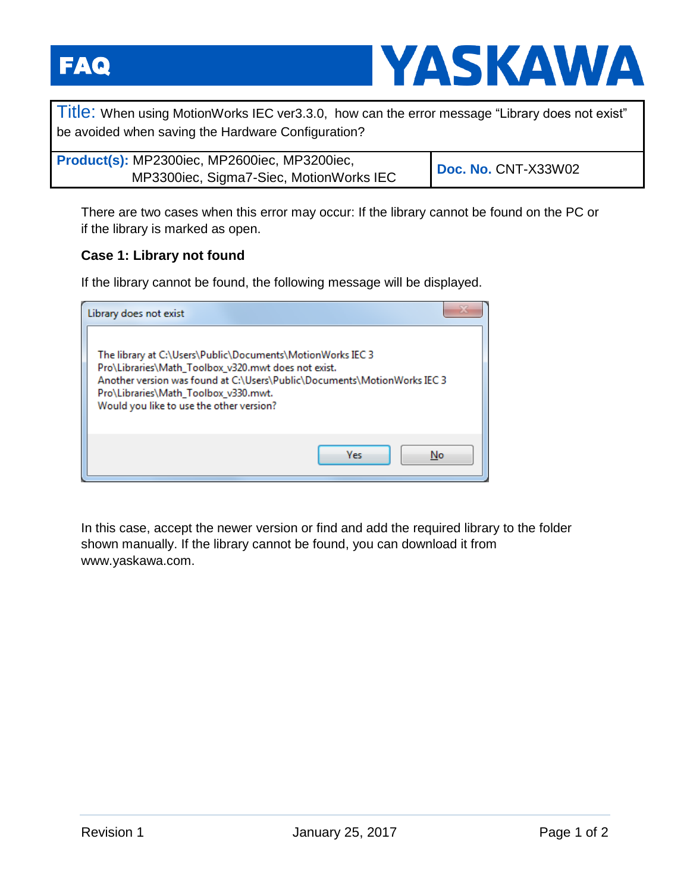# FAQ YASKAWA

| **Title:** When using MotionWorks IEC ver3.3.0, how can the error message "Library does not exist" be avoided when saving the Hardware Configuration? | |
| --- | --- |
| **Product(s):** MP2300iec, MP2600iec, MP3200iec, MP3300iec, Sigma7-Siec, MotionWorks IEC | **Doc. No.** CNT-X33W02 |

There are two cases when this error may occur: If the library cannot be found on the PC or if the library is marked as open.

**Case 1: Library not found**

If the library cannot be found, the following message will be displayed.

```
Library does not exist

The library at C:\Users\Public\Documents\MotionWorks IEC 3 Pro\Libraries\Math_Toolbox_v320.mwt does not exist.
Another version was found at C:\Users\Public\Documents\MotionWorks IEC 3 Pro\Libraries\Math_Toolbox_v330.mwt.
Would you like to use the other version?

[Yes] [No]
```

In this case, accept the newer version or find and add the required library to the folder shown manually. If the library cannot be found, you can download it from www.yaskawa.com.

Revision 1 January 25, 2017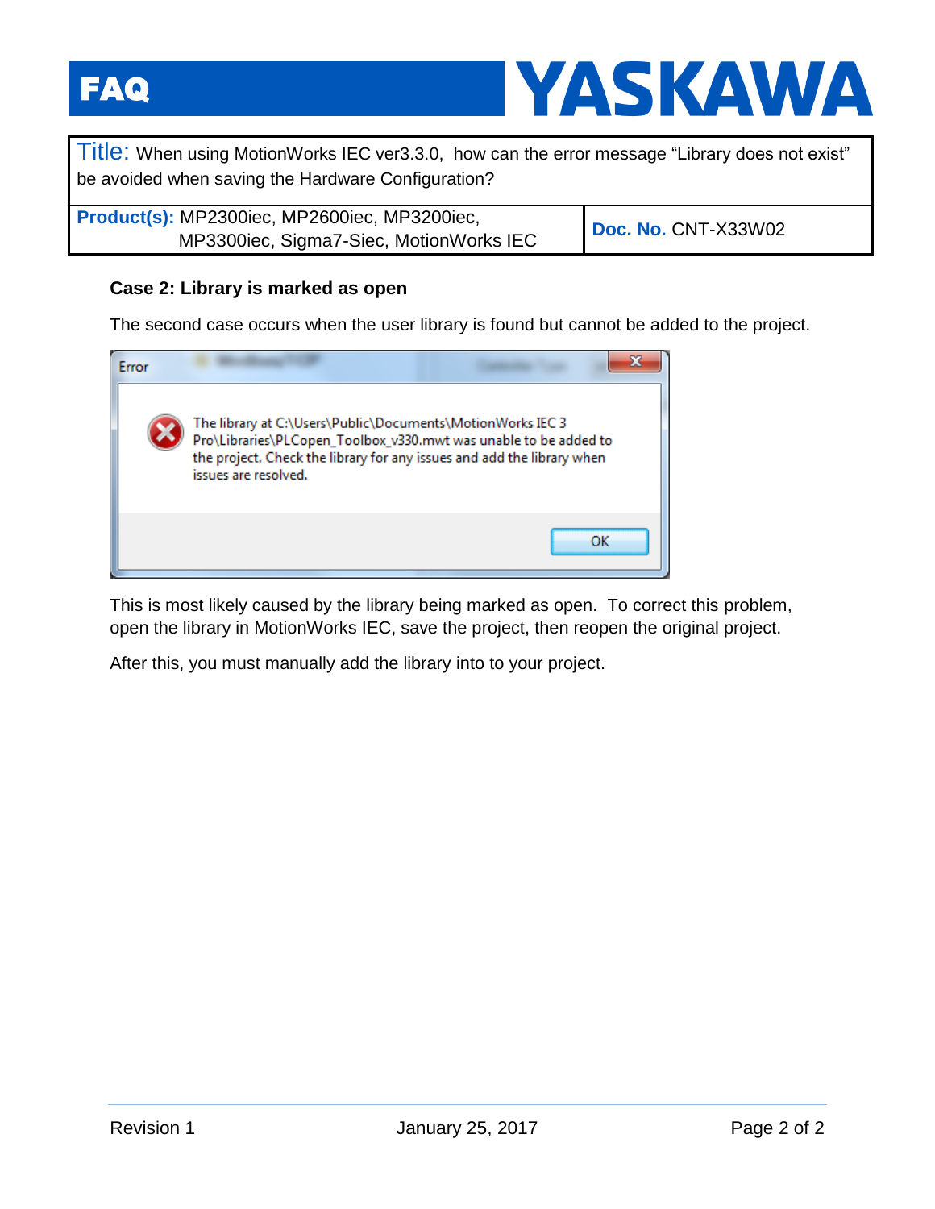**Case 2: Library is marked as open**

The second case occurs when the user library is found but cannot be added to the project.

> **Error**
>
> The library at C:\Users\Public\Documents\MotionWorks IEC 3 Pro\Libraries\PLCopen_Toolbox_v330.mwt was unable to be added to the project. Check the library for any issues and add the library when issues are resolved.
>
> OK

This is most likely caused by the library being marked as open. To correct this problem, open the library in MotionWorks IEC, save the project, then reopen the original project.

After this, you must manually add the library into to your project.